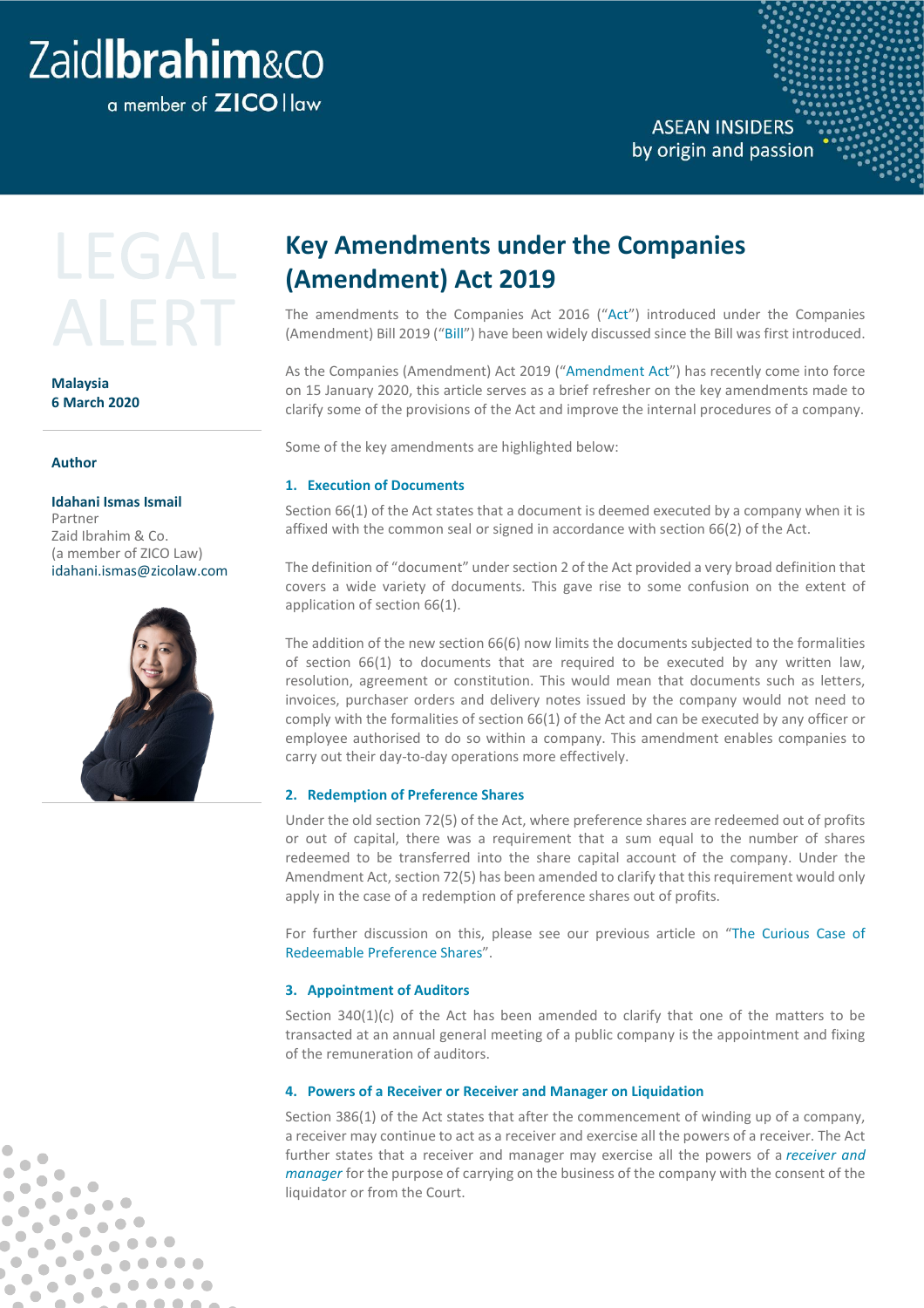Zaid Ibrahim & Co
a member of ZICO law

ASEAN INSIDERS
by origin and passion

LEGAL ALERT

**Malaysia**
**6 March 2020**

**Author**

**Idahani Ismas Ismail**
Partner
Zaid Ibrahim & Co.
(a member of ZICO Law)
idahani.ismas@zicolaw.com

# Key Amendments under the Companies (Amendment) Act 2019

The amendments to the Companies Act 2016 ("Act") introduced under the Companies (Amendment) Bill 2019 ("Bill") have been widely discussed since the Bill was first introduced.

As the Companies (Amendment) Act 2019 ("Amendment Act") has recently come into force on 15 January 2020, this article serves as a brief refresher on the key amendments made to clarify some of the provisions of the Act and improve the internal procedures of a company.

Some of the key amendments are highlighted below:

## 1. Execution of Documents

Section 66(1) of the Act states that a document is deemed executed by a company when it is affixed with the common seal or signed in accordance with section 66(2) of the Act.

The definition of "document" under section 2 of the Act provided a very broad definition that covers a wide variety of documents. This gave rise to some confusion on the extent of application of section 66(1).

The addition of the new section 66(6) now limits the documents subjected to the formalities of section 66(1) to documents that are required to be executed by any written law, resolution, agreement or constitution. This would mean that documents such as letters, invoices, purchaser orders and delivery notes issued by the company would not need to comply with the formalities of section 66(1) of the Act and can be executed by any officer or employee authorised to do so within a company. This amendment enables companies to carry out their day-to-day operations more effectively.

## 2. Redemption of Preference Shares

Under the old section 72(5) of the Act, where preference shares are redeemed out of profits or out of capital, there was a requirement that a sum equal to the number of shares redeemed to be transferred into the share capital account of the company. Under the Amendment Act, section 72(5) has been amended to clarify that this requirement would only apply in the case of a redemption of preference shares out of profits.

For further discussion on this, please see our previous article on "The Curious Case of Redeemable Preference Shares".

## 3. Appointment of Auditors

Section 340(1)(c) of the Act has been amended to clarify that one of the matters to be transacted at an annual general meeting of a public company is the appointment and fixing of the remuneration of auditors.

## 4. Powers of a Receiver or Receiver and Manager on Liquidation

Section 386(1) of the Act states that after the commencement of winding up of a company, a receiver may continue to act as a receiver and exercise all the powers of a receiver. The Act further states that a receiver and manager may exercise all the powers of a *receiver and manager* for the purpose of carrying on the business of the company with the consent of the liquidator or from the Court.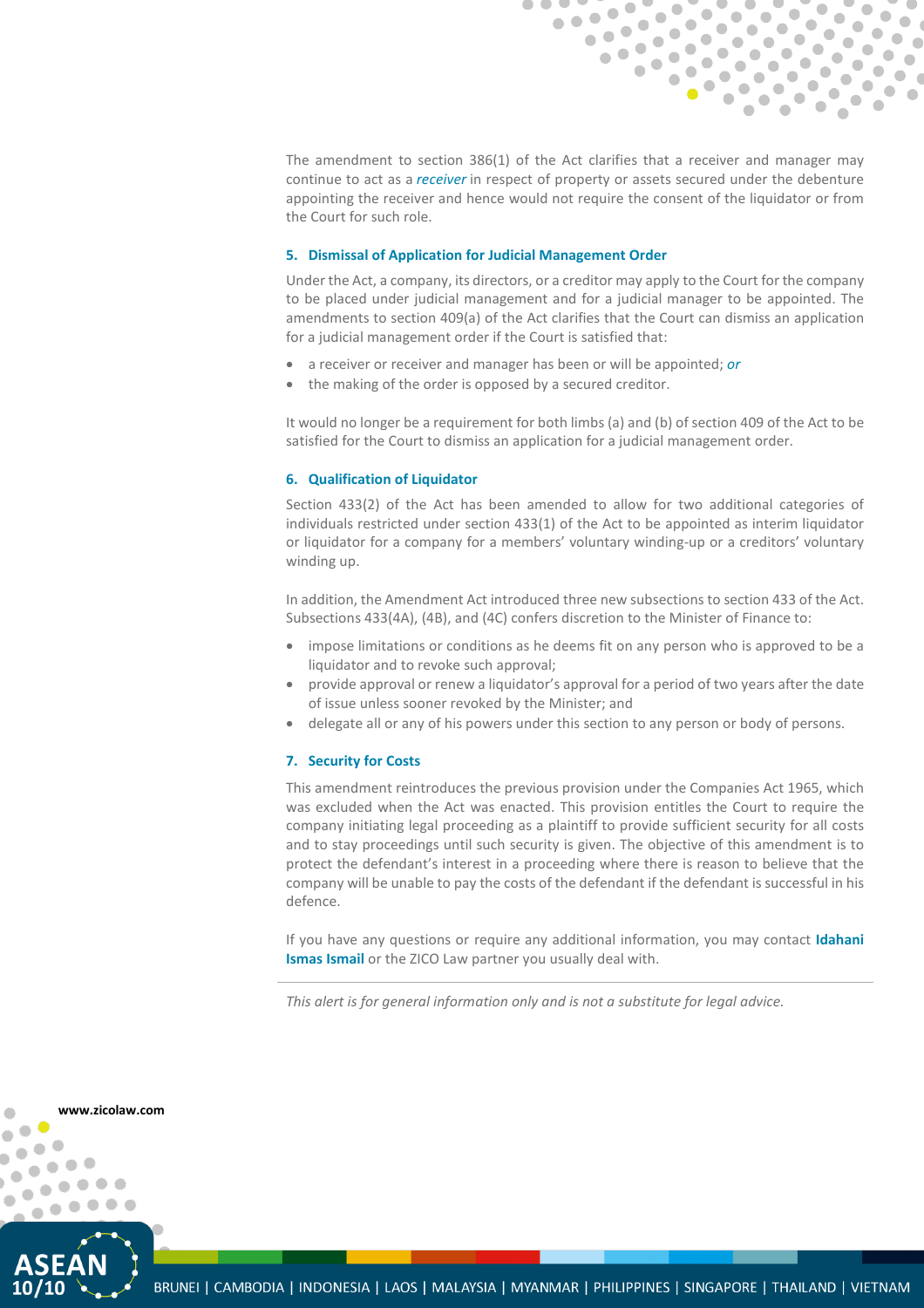The amendment to section 386(1) of the Act clarifies that a receiver and manager may continue to act as a *receiver* in respect of property or assets secured under the debenture appointing the receiver and hence would not require the consent of the liquidator or from the Court for such role.

### 5. Dismissal of Application for Judicial Management Order

Under the Act, a company, its directors, or a creditor may apply to the Court for the company to be placed under judicial management and for a judicial manager to be appointed. The amendments to section 409(a) of the Act clarifies that the Court can dismiss an application for a judicial management order if the Court is satisfied that:

- a receiver or receiver and manager has been or will be appointed; *or*
- the making of the order is opposed by a secured creditor.

It would no longer be a requirement for both limbs (a) and (b) of section 409 of the Act to be satisfied for the Court to dismiss an application for a judicial management order.

### 6. Qualification of Liquidator

Section 433(2) of the Act has been amended to allow for two additional categories of individuals restricted under section 433(1) of the Act to be appointed as interim liquidator or liquidator for a company for a members' voluntary winding-up or a creditors' voluntary winding up.

In addition, the Amendment Act introduced three new subsections to section 433 of the Act. Subsections 433(4A), (4B), and (4C) confers discretion to the Minister of Finance to:

- impose limitations or conditions as he deems fit on any person who is approved to be a liquidator and to revoke such approval;
- provide approval or renew a liquidator's approval for a period of two years after the date of issue unless sooner revoked by the Minister; and
- delegate all or any of his powers under this section to any person or body of persons.

### 7. Security for Costs

This amendment reintroduces the previous provision under the Companies Act 1965, which was excluded when the Act was enacted. This provision entitles the Court to require the company initiating legal proceeding as a plaintiff to provide sufficient security for all costs and to stay proceedings until such security is given. The objective of this amendment is to protect the defendant's interest in a proceeding where there is reason to believe that the company will be unable to pay the costs of the defendant if the defendant is successful in his defence.

If you have any questions or require any additional information, you may contact **Idahani Ismas Ismail** or the ZICO Law partner you usually deal with.

---

*This alert is for general information only and is not a substitute for legal advice.*